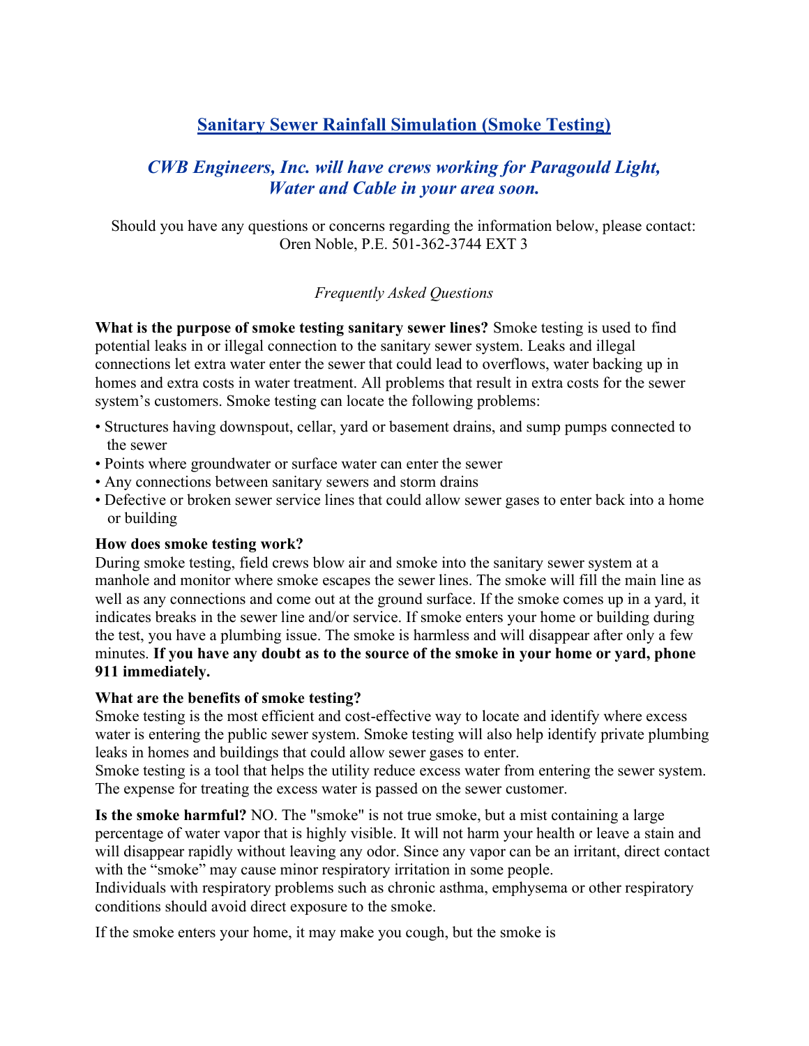# Sanitary Sewer Rainfall Simulation (Smoke Testing)

## *CWB Engineers, Inc. will have crews working for Paragould Light, Water and Cable in your area soon.*

Should you have any questions or concerns regarding the information below, please contact:
Oren Noble, P.E. 501-362-3744 EXT 3

*Frequently Asked Questions*

**What is the purpose of smoke testing sanitary sewer lines?** Smoke testing is used to find potential leaks in or illegal connection to the sanitary sewer system. Leaks and illegal connections let extra water enter the sewer that could lead to overflows, water backing up in homes and extra costs in water treatment. All problems that result in extra costs for the sewer system's customers. Smoke testing can locate the following problems:

- Structures having downspout, cellar, yard or basement drains, and sump pumps connected to the sewer
- Points where groundwater or surface water can enter the sewer
- Any connections between sanitary sewers and storm drains
- Defective or broken sewer service lines that could allow sewer gases to enter back into a home or building

**How does smoke testing work?**
During smoke testing, field crews blow air and smoke into the sanitary sewer system at a manhole and monitor where smoke escapes the sewer lines. The smoke will fill the main line as well as any connections and come out at the ground surface. If the smoke comes up in a yard, it indicates breaks in the sewer line and/or service. If smoke enters your home or building during the test, you have a plumbing issue. The smoke is harmless and will disappear after only a few minutes. **If you have any doubt as to the source of the smoke in your home or yard, phone 911 immediately.**

**What are the benefits of smoke testing?**
Smoke testing is the most efficient and cost-effective way to locate and identify where excess water is entering the public sewer system. Smoke testing will also help identify private plumbing leaks in homes and buildings that could allow sewer gases to enter.
Smoke testing is a tool that helps the utility reduce excess water from entering the sewer system. The expense for treating the excess water is passed on the sewer customer.

**Is the smoke harmful?** NO. The "smoke" is not true smoke, but a mist containing a large percentage of water vapor that is highly visible. It will not harm your health or leave a stain and will disappear rapidly without leaving any odor. Since any vapor can be an irritant, direct contact with the "smoke" may cause minor respiratory irritation in some people.
Individuals with respiratory problems such as chronic asthma, emphysema or other respiratory conditions should avoid direct exposure to the smoke.

If the smoke enters your home, it may make you cough, but the smoke is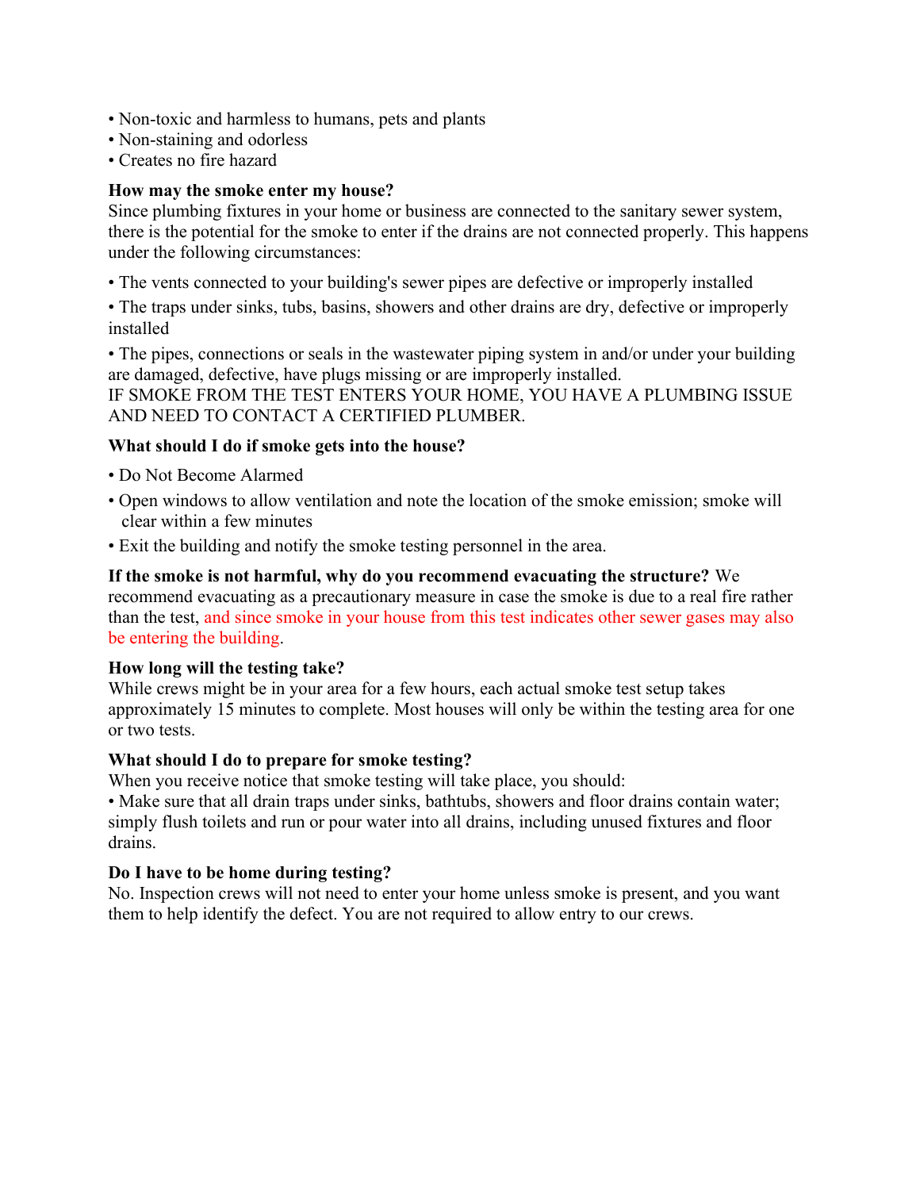- Non-toxic and harmless to humans, pets and plants
- Non-staining and odorless
- Creates no fire hazard

**How may the smoke enter my house?**

Since plumbing fixtures in your home or business are connected to the sanitary sewer system, there is the potential for the smoke to enter if the drains are not connected properly. This happens under the following circumstances:

- The vents connected to your building's sewer pipes are defective or improperly installed
- The traps under sinks, tubs, basins, showers and other drains are dry, defective or improperly installed
- The pipes, connections or seals in the wastewater piping system in and/or under your building are damaged, defective, have plugs missing or are improperly installed.

IF SMOKE FROM THE TEST ENTERS YOUR HOME, YOU HAVE A PLUMBING ISSUE AND NEED TO CONTACT A CERTIFIED PLUMBER.

**What should I do if smoke gets into the house?**

- Do Not Become Alarmed
- Open windows to allow ventilation and note the location of the smoke emission; smoke will clear within a few minutes
- Exit the building and notify the smoke testing personnel in the area.

**If the smoke is not harmful, why do you recommend evacuating the structure?** We recommend evacuating as a precautionary measure in case the smoke is due to a real fire rather than the test, and since smoke in your house from this test indicates other sewer gases may also be entering the building.

**How long will the testing take?**

While crews might be in your area for a few hours, each actual smoke test setup takes approximately 15 minutes to complete. Most houses will only be within the testing area for one or two tests.

**What should I do to prepare for smoke testing?**

When you receive notice that smoke testing will take place, you should:

- Make sure that all drain traps under sinks, bathtubs, showers and floor drains contain water; simply flush toilets and run or pour water into all drains, including unused fixtures and floor drains.

**Do I have to be home during testing?**

No. Inspection crews will not need to enter your home unless smoke is present, and you want them to help identify the defect. You are not required to allow entry to our crews.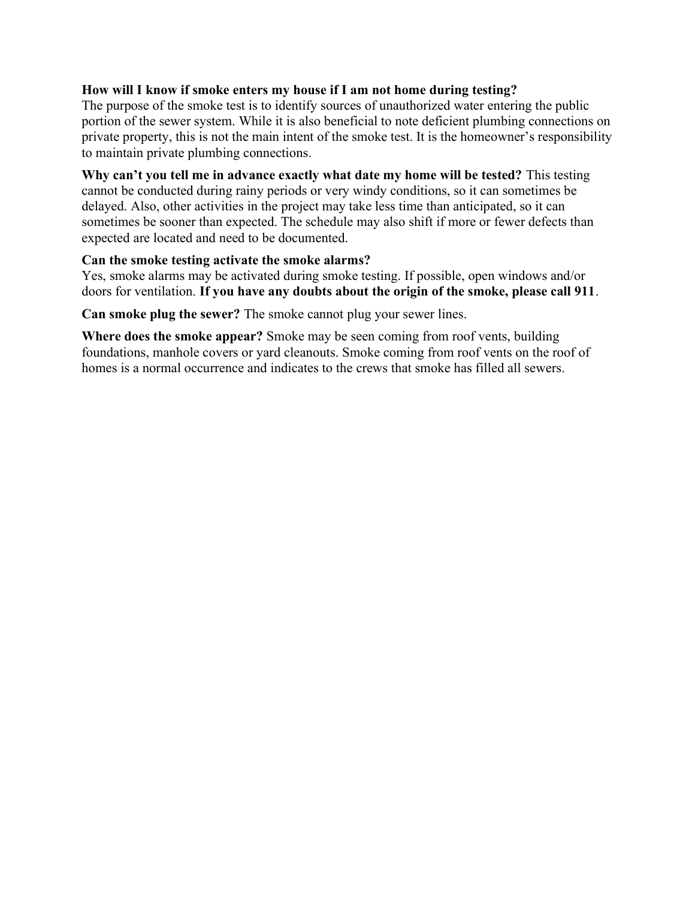**How will I know if smoke enters my house if I am not home during testing?**
The purpose of the smoke test is to identify sources of unauthorized water entering the public portion of the sewer system. While it is also beneficial to note deficient plumbing connections on private property, this is not the main intent of the smoke test. It is the homeowner's responsibility to maintain private plumbing connections.

**Why can't you tell me in advance exactly what date my home will be tested?** This testing cannot be conducted during rainy periods or very windy conditions, so it can sometimes be delayed. Also, other activities in the project may take less time than anticipated, so it can sometimes be sooner than expected. The schedule may also shift if more or fewer defects than expected are located and need to be documented.

**Can the smoke testing activate the smoke alarms?**
Yes, smoke alarms may be activated during smoke testing. If possible, open windows and/or doors for ventilation. **If you have any doubts about the origin of the smoke, please call 911**.

**Can smoke plug the sewer?** The smoke cannot plug your sewer lines.

**Where does the smoke appear?** Smoke may be seen coming from roof vents, building foundations, manhole covers or yard cleanouts. Smoke coming from roof vents on the roof of homes is a normal occurrence and indicates to the crews that smoke has filled all sewers.